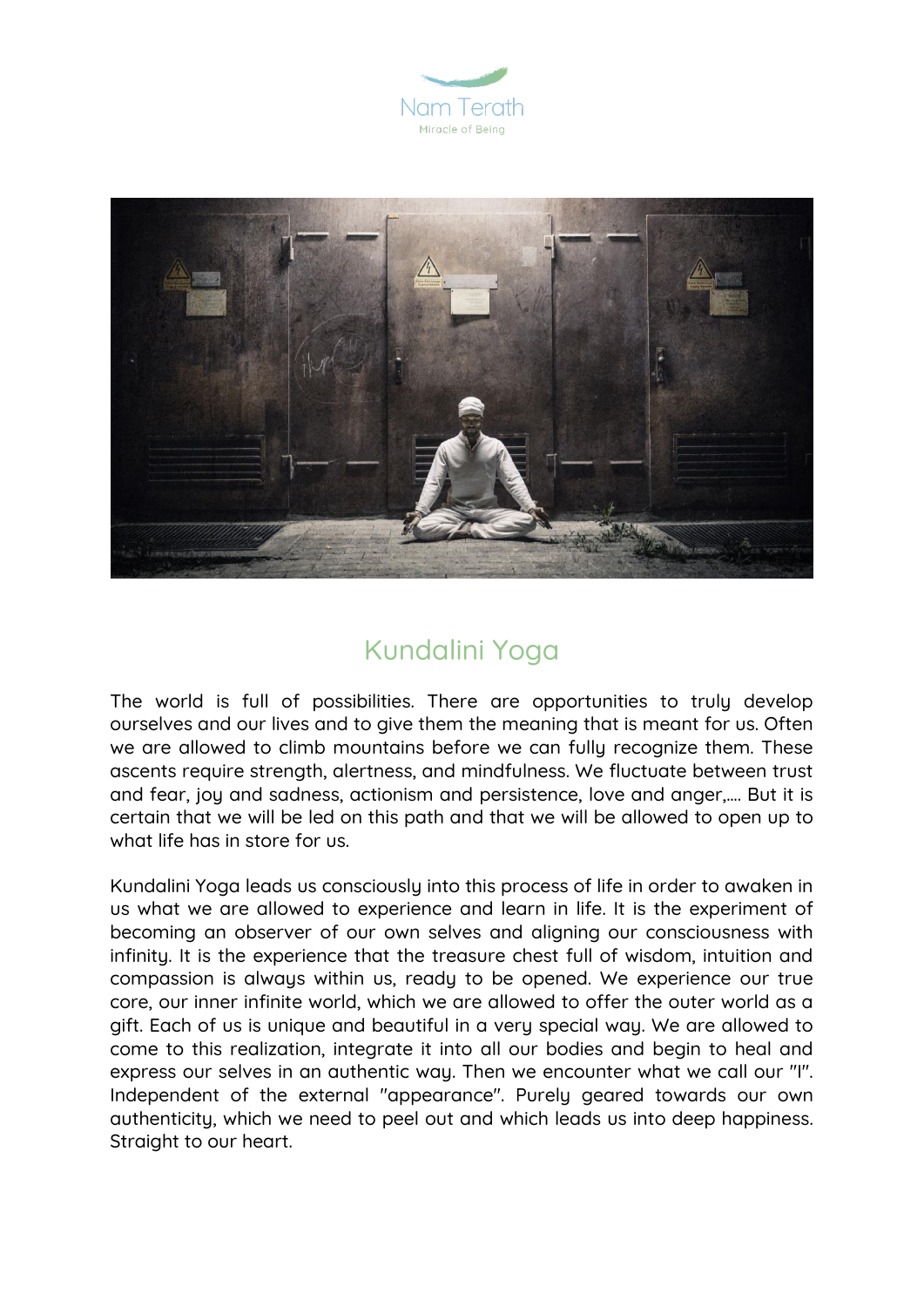Nam Terath

Miracle of Being

# Kundalini Yoga

The world is full of possibilities. There are opportunities to truly develop ourselves and our lives and to give them the meaning that is meant for us. Often we are allowed to climb mountains before we can fully recognize them. These ascents require strength, alertness, and mindfulness. We fluctuate between trust and fear, joy and sadness, actionism and persistence, love and anger,.... But it is certain that we will be led on this path and that we will be allowed to open up to what life has in store for us.

Kundalini Yoga leads us consciously into this process of life in order to awaken in us what we are allowed to experience and learn in life. It is the experiment of becoming an observer of our own selves and aligning our consciousness with infinity. It is the experience that the treasure chest full of wisdom, intuition and compassion is always within us, ready to be opened. We experience our true core, our inner infinite world, which we are allowed to offer the outer world as a gift. Each of us is unique and beautiful in a very special way. We are allowed to come to this realization, integrate it into all our bodies and begin to heal and express our selves in an authentic way. Then we encounter what we call our "I". Independent of the external "appearance". Purely geared towards our own authenticity, which we need to peel out and which leads us into deep happiness. Straight to our heart.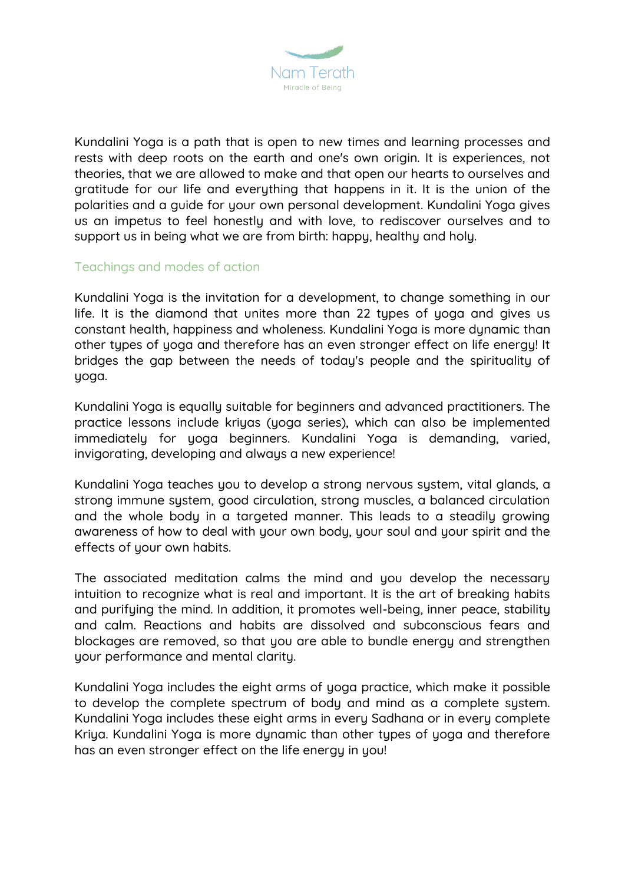Kundalini Yoga is a path that is open to new times and learning processes and rests with deep roots on the earth and one's own origin. It is experiences, not theories, that we are allowed to make and that open our hearts to ourselves and gratitude for our life and everything that happens in it. It is the union of the polarities and a guide for your own personal development. Kundalini Yoga gives us an impetus to feel honestly and with love, to rediscover ourselves and to support us in being what we are from birth: happy, healthy and holy.

## Teachings and modes of action

Kundalini Yoga is the invitation for a development, to change something in our life. It is the diamond that unites more than 22 types of yoga and gives us constant health, happiness and wholeness. Kundalini Yoga is more dynamic than other types of yoga and therefore has an even stronger effect on life energy! It bridges the gap between the needs of today's people and the spirituality of yoga.

Kundalini Yoga is equally suitable for beginners and advanced practitioners. The practice lessons include kriyas (yoga series), which can also be implemented immediately for yoga beginners. Kundalini Yoga is demanding, varied, invigorating, developing and always a new experience!

Kundalini Yoga teaches you to develop a strong nervous system, vital glands, a strong immune system, good circulation, strong muscles, a balanced circulation and the whole body in a targeted manner. This leads to a steadily growing awareness of how to deal with your own body, your soul and your spirit and the effects of your own habits.

The associated meditation calms the mind and you develop the necessary intuition to recognize what is real and important. It is the art of breaking habits and purifying the mind. In addition, it promotes well-being, inner peace, stability and calm. Reactions and habits are dissolved and subconscious fears and blockages are removed, so that you are able to bundle energy and strengthen your performance and mental clarity.

Kundalini Yoga includes the eight arms of yoga practice, which make it possible to develop the complete spectrum of body and mind as a complete system. Kundalini Yoga includes these eight arms in every Sadhana or in every complete Kriya. Kundalini Yoga is more dynamic than other types of yoga and therefore has an even stronger effect on the life energy in you!